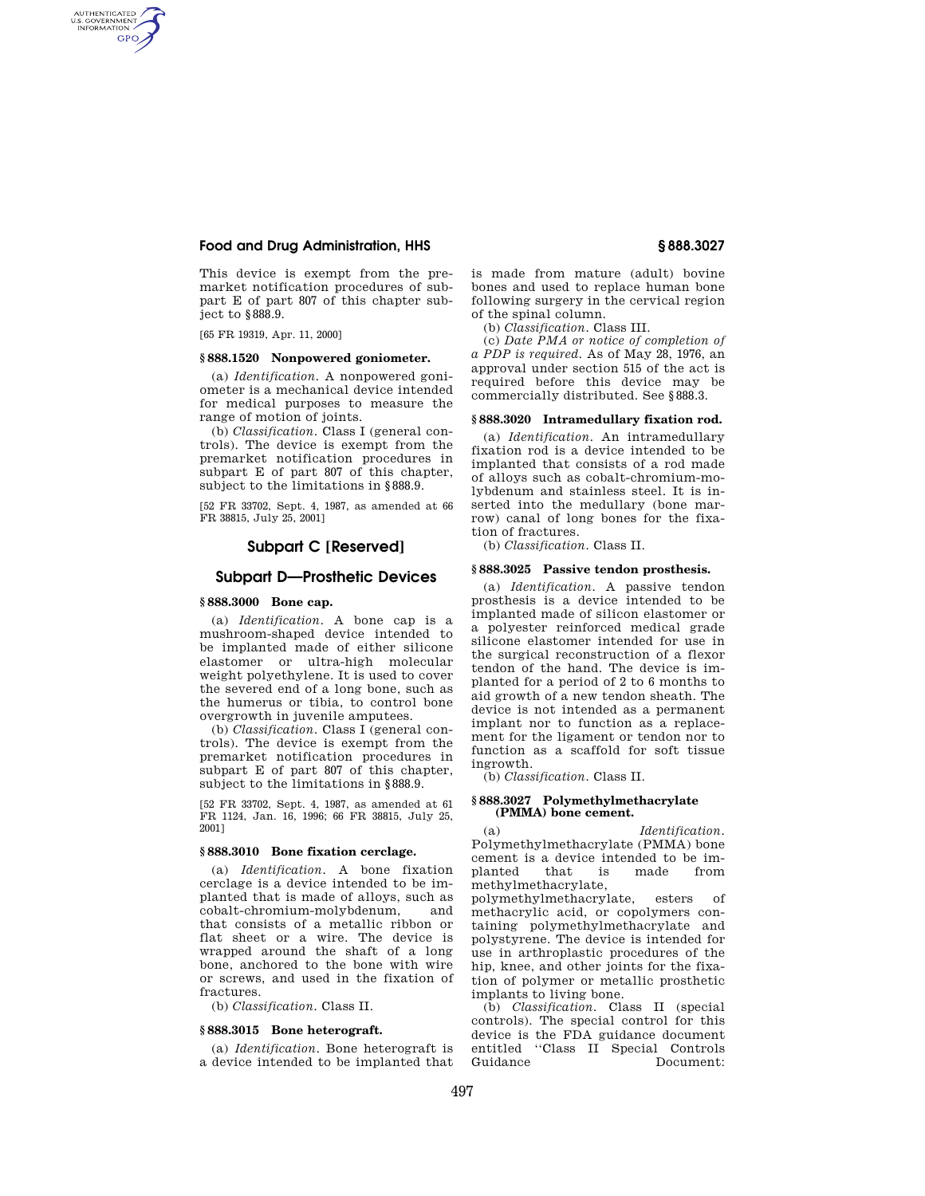This device is exempt from the premarket notification procedures of subpart E of part 807 of this chapter subject to §888.9.

[65 FR 19319, Apr. 11, 2000]

### §888.1520 Nonpowered goniometer.

(a) *Identification.* A nonpowered goniometer is a mechanical device intended for medical purposes to measure the range of motion of joints.

(b) *Classification.* Class I (general controls). The device is exempt from the premarket notification procedures in subpart E of part 807 of this chapter, subject to the limitations in §888.9.

[52 FR 33702, Sept. 4, 1987, as amended at 66 FR 38815, July 25, 2001]

## Subpart C [Reserved]

## Subpart D—Prosthetic Devices

### §888.3000 Bone cap.

(a) *Identification.* A bone cap is a mushroom-shaped device intended to be implanted made of either silicone elastomer or ultra-high molecular weight polyethylene. It is used to cover the severed end of a long bone, such as the humerus or tibia, to control bone overgrowth in juvenile amputees.

(b) *Classification.* Class I (general controls). The device is exempt from the premarket notification procedures in subpart E of part 807 of this chapter, subject to the limitations in §888.9.

[52 FR 33702, Sept. 4, 1987, as amended at 61 FR 1124, Jan. 16, 1996; 66 FR 38815, July 25, 2001]

### §888.3010 Bone fixation cerclage.

(a) *Identification.* A bone fixation cerclage is a device intended to be implanted that is made of alloys, such as cobalt-chromium-molybdenum, and that consists of a metallic ribbon or flat sheet or a wire. The device is wrapped around the shaft of a long bone, anchored to the bone with wire or screws, and used in the fixation of fractures.

(b) *Classification.* Class II.

### §888.3015 Bone heterograft.

(a) *Identification.* Bone heterograft is a device intended to be implanted that is made from mature (adult) bovine bones and used to replace human bone following surgery in the cervical region of the spinal column.

(b) *Classification.* Class III.

(c) *Date PMA or notice of completion of a PDP is required.* As of May 28, 1976, an approval under section 515 of the act is required before this device may be commercially distributed. See §888.3.

### §888.3020 Intramedullary fixation rod.

(a) *Identification.* An intramedullary fixation rod is a device intended to be implanted that consists of a rod made of alloys such as cobalt-chromium-molybdenum and stainless steel. It is inserted into the medullary (bone marrow) canal of long bones for the fixation of fractures.

(b) *Classification.* Class II.

### §888.3025 Passive tendon prosthesis.

(a) *Identification.* A passive tendon prosthesis is a device intended to be implanted made of silicon elastomer or a polyester reinforced medical grade silicone elastomer intended for use in the surgical reconstruction of a flexor tendon of the hand. The device is implanted for a period of 2 to 6 months to aid growth of a new tendon sheath. The device is not intended as a permanent implant nor to function as a replacement for the ligament or tendon nor to function as a scaffold for soft tissue ingrowth.

(b) *Classification.* Class II.

### §888.3027 Polymethylmethacrylate (PMMA) bone cement.

(a) *Identification.* Polymethylmethacrylate (PMMA) bone cement is a device intended to be implanted that is made from methylmethacrylate, polymethylmethacrylate, esters of methacrylic acid, or copolymers containing polymethylmethacrylate and polystyrene. The device is intended for use in arthroplastic procedures of the hip, knee, and other joints for the fixation of polymer or metallic prosthetic implants to living bone.

(b) *Classification.* Class II (special controls). The special control for this device is the FDA guidance document entitled "Class II Special Controls Guidance Document: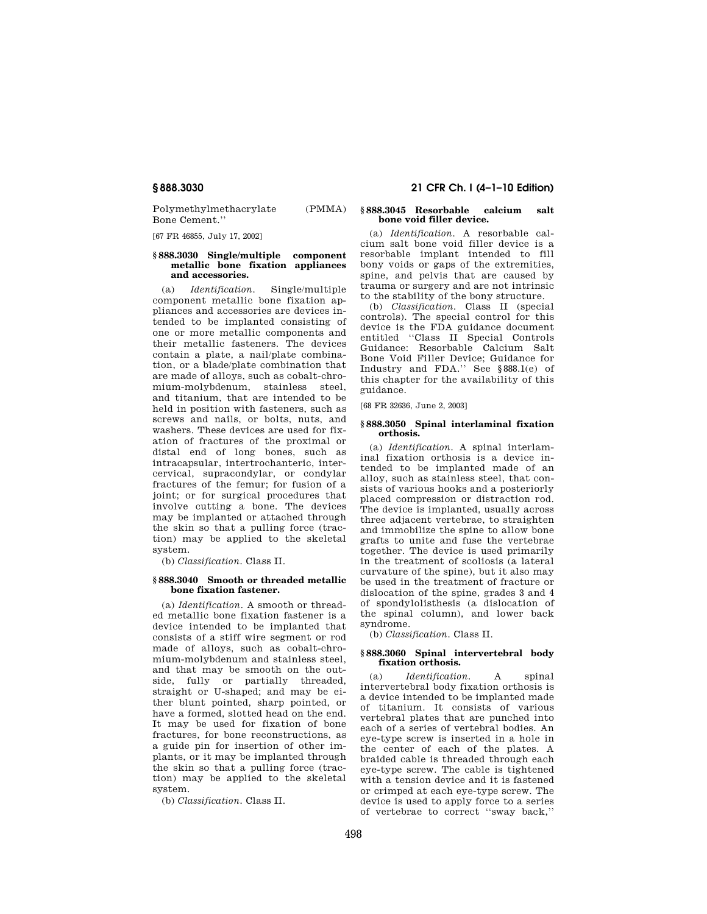Polymethylmethacrylate (PMMA) Bone Cement.''

[67 FR 46855, July 17, 2002]

### § 888.3030 Single/multiple component metallic bone fixation appliances and accessories.

(a) *Identification.* Single/multiple component metallic bone fixation appliances and accessories are devices intended to be implanted consisting of one or more metallic components and their metallic fasteners. The devices contain a plate, a nail/plate combination, or a blade/plate combination that are made of alloys, such as cobalt-chromium-molybdenum, stainless steel, and titanium, that are intended to be held in position with fasteners, such as screws and nails, or bolts, nuts, and washers. These devices are used for fixation of fractures of the proximal or distal end of long bones, such as intracapsular, intertrochanteric, intercervical, supracondylar, or condylar fractures of the femur; for fusion of a joint; or for surgical procedures that involve cutting a bone. The devices may be implanted or attached through the skin so that a pulling force (traction) may be applied to the skeletal system.

(b) *Classification.* Class II.

### § 888.3040 Smooth or threaded metallic bone fixation fastener.

(a) *Identification.* A smooth or threaded metallic bone fixation fastener is a device intended to be implanted that consists of a stiff wire segment or rod made of alloys, such as cobalt-chromium-molybdenum and stainless steel, and that may be smooth on the outside, fully or partially threaded, straight or U-shaped; and may be either blunt pointed, sharp pointed, or have a formed, slotted head on the end. It may be used for fixation of bone fractures, for bone reconstructions, as a guide pin for insertion of other implants, or it may be implanted through the skin so that a pulling force (traction) may be applied to the skeletal system.

(b) *Classification.* Class II.

### § 888.3045 Resorbable calcium salt bone void filler device.

(a) *Identification.* A resorbable calcium salt bone void filler device is a resorbable implant intended to fill bony voids or gaps of the extremities, spine, and pelvis that are caused by trauma or surgery and are not intrinsic to the stability of the bony structure.

(b) *Classification.* Class II (special controls). The special control for this device is the FDA guidance document entitled ''Class II Special Controls Guidance: Resorbable Calcium Salt Bone Void Filler Device; Guidance for Industry and FDA.'' See § 888.1(e) of this chapter for the availability of this guidance.

[68 FR 32636, June 2, 2003]

### § 888.3050 Spinal interlaminal fixation orthosis.

(a) *Identification.* A spinal interlaminal fixation orthosis is a device intended to be implanted made of an alloy, such as stainless steel, that consists of various hooks and a posteriorly placed compression or distraction rod. The device is implanted, usually across three adjacent vertebrae, to straighten and immobilize the spine to allow bone grafts to unite and fuse the vertebrae together. The device is used primarily in the treatment of scoliosis (a lateral curvature of the spine), but it also may be used in the treatment of fracture or dislocation of the spine, grades 3 and 4 of spondylolisthesis (a dislocation of the spinal column), and lower back syndrome.

(b) *Classification.* Class II.

### § 888.3060 Spinal intervertebral body fixation orthosis.

(a) *Identification.* A spinal intervertebral body fixation orthosis is a device intended to be implanted made of titanium. It consists of various vertebral plates that are punched into each of a series of vertebral bodies. An eye-type screw is inserted in a hole in the center of each of the plates. A braided cable is threaded through each eye-type screw. The cable is tightened with a tension device and it is fastened or crimped at each eye-type screw. The device is used to apply force to a series of vertebrae to correct ''sway back,''